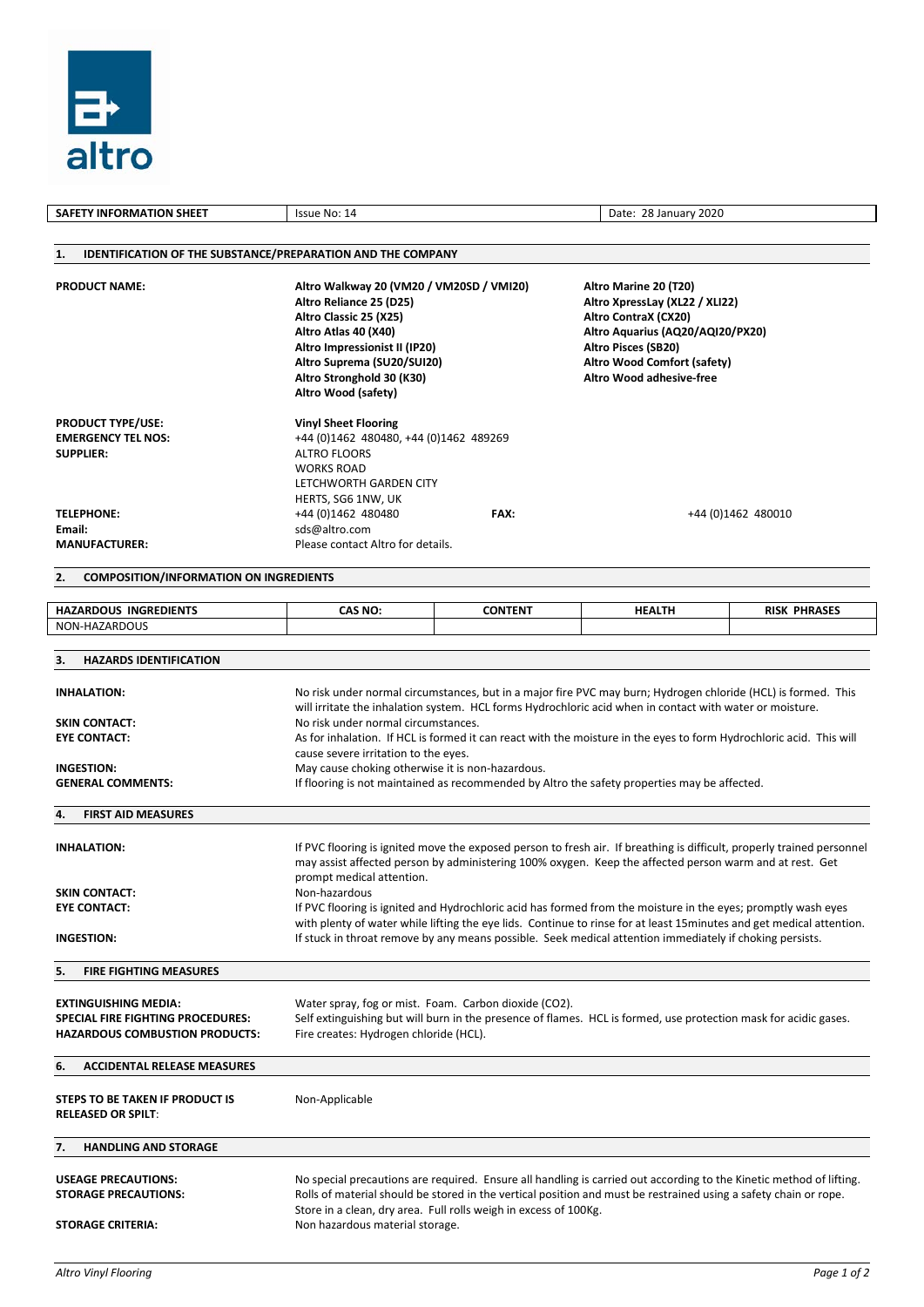altro

| SAFETY INFORMATION SHEET | Issue No: 14 | Date: 28 January 2020 |
|---|---|---|

## 1. IDENTIFICATION OF THE SUBSTANCE/PREPARATION AND THE COMPANY

**PRODUCT NAME:**

**Altro Walkway 20 (VM20 / VM20SD / VMI20)**
**Altro Reliance 25 (D25)**
**Altro Classic 25 (X25)**
**Altro Atlas 40 (X40)**
**Altro Impressionist II (IP20)**
**Altro Suprema (SU20/SUI20)**
**Altro Stronghold 30 (K30)**
**Altro Wood (safety)**
**Altro Marine 20 (T20)**
**Altro XpressLay (XL22 / XLI22)**
**Altro ContraX (CX20)**
**Altro Aquarius (AQ20/AQI20/PX20)**
**Altro Pisces (SB20)**
**Altro Wood Comfort (safety)**
**Altro Wood adhesive-free**

**PRODUCT TYPE/USE:** **Vinyl Sheet Flooring**
**EMERGENCY TEL NOS:** +44 (0)1462 480480, +44 (0)1462 489269
**SUPPLIER:** ALTRO FLOORS
WORKS ROAD
LETCHWORTH GARDEN CITY
HERTS, SG6 1NW, UK
**TELEPHONE:** +44 (0)1462 480480 **FAX:** +44 (0)1462 480010
**Email:** sds@altro.com
**MANUFACTURER:** Please contact Altro for details.

## 2. COMPOSITION/INFORMATION ON INGREDIENTS

| HAZARDOUS INGREDIENTS | CAS NO: | CONTENT | HEALTH | RISK PHRASES |
|---|---|---|---|---|
| NON-HAZARDOUS | | | | |

## 3. HAZARDS IDENTIFICATION

**INHALATION:** No risk under normal circumstances, but in a major fire PVC may burn; Hydrogen chloride (HCL) is formed. This will irritate the inhalation system. HCL forms Hydrochloric acid when in contact with water or moisture.

**SKIN CONTACT:** No risk under normal circumstances.

**EYE CONTACT:** As for inhalation. If HCL is formed it can react with the moisture in the eyes to form Hydrochloric acid. This will cause severe irritation to the eyes.

**INGESTION:** May cause choking otherwise it is non-hazardous.

**GENERAL COMMENTS:** If flooring is not maintained as recommended by Altro the safety properties may be affected.

## 4. FIRST AID MEASURES

**INHALATION:** If PVC flooring is ignited move the exposed person to fresh air. If breathing is difficult, properly trained personnel may assist affected person by administering 100% oxygen. Keep the affected person warm and at rest. Get prompt medical attention.

**SKIN CONTACT:** Non-hazardous

**EYE CONTACT:** If PVC flooring is ignited and Hydrochloric acid has formed from the moisture in the eyes; promptly wash eyes with plenty of water while lifting the eye lids. Continue to rinse for at least 15minutes and get medical attention.

**INGESTION:** If stuck in throat remove by any means possible. Seek medical attention immediately if choking persists.

## 5. FIRE FIGHTING MEASURES

**EXTINGUISHING MEDIA:** Water spray, fog or mist. Foam. Carbon dioxide ($CO_2$).

**SPECIAL FIRE FIGHTING PROCEDURES:** Self extinguishing but will burn in the presence of flames. HCL is formed, use protection mask for acidic gases.

**HAZARDOUS COMBUSTION PRODUCTS:** Fire creates: Hydrogen chloride (HCL).

## 6. ACCIDENTAL RELEASE MEASURES

**STEPS TO BE TAKEN IF PRODUCT IS RELEASED OR SPILT:** Non-Applicable

## 7. HANDLING AND STORAGE

**USEAGE PRECAUTIONS:** No special precautions are required. Ensure all handling is carried out according to the Kinetic method of lifting.

**STORAGE PRECAUTIONS:** Rolls of material should be stored in the vertical position and must be restrained using a safety chain or rope. Store in a clean, dry area. Full rolls weigh in excess of 100Kg.

**STORAGE CRITERIA:** Non hazardous material storage.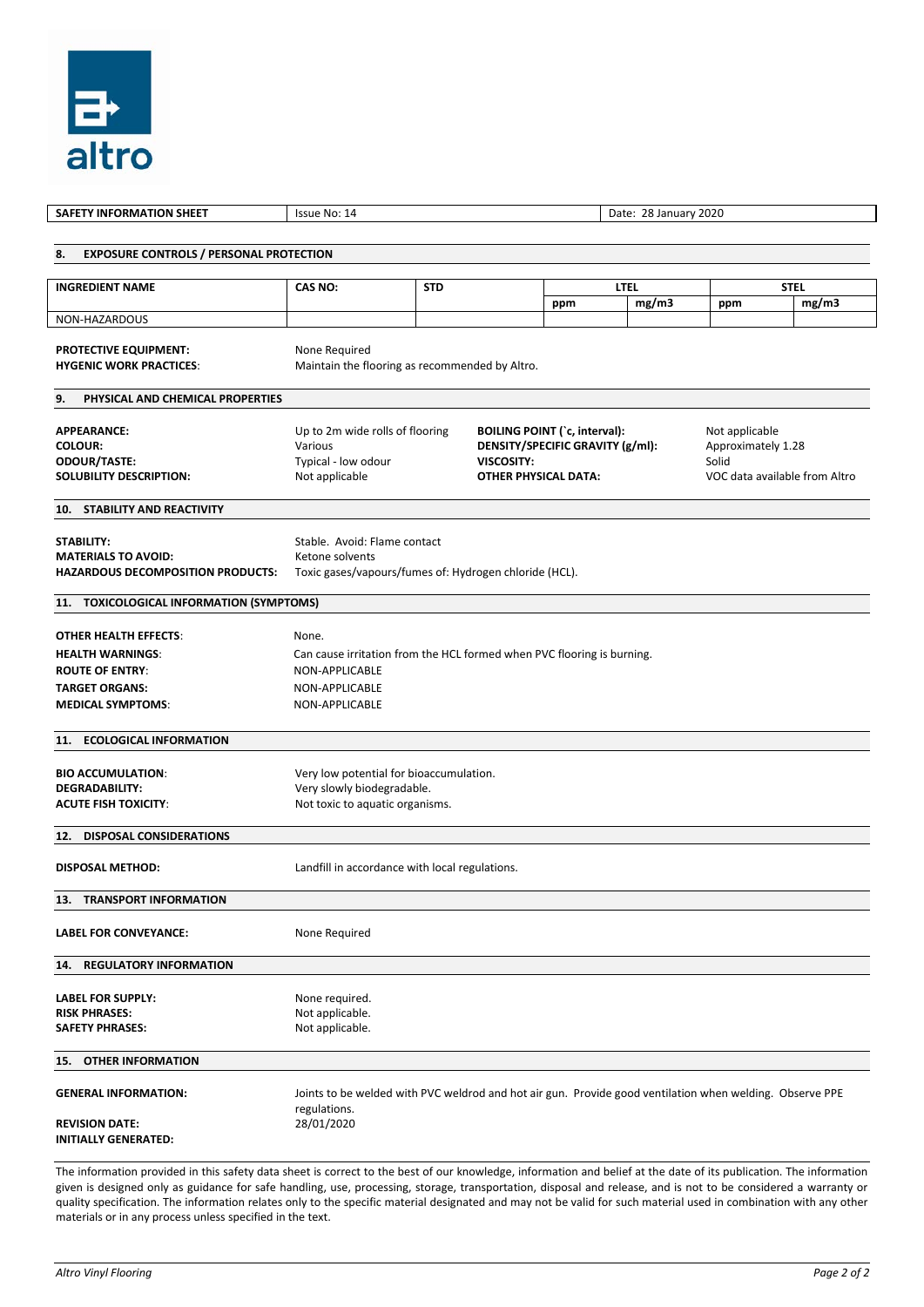| SAFETY INFORMATION SHEET | Issue No: 14 | Date: 28 January 2020 |
|---|---|---|

## 8. EXPOSURE CONTROLS / PERSONAL PROTECTION

| INGREDIENT NAME | CAS NO: | STD | LTEL | | STEL | |
|---|---|---|---|---|---|---|
| | | | ppm | mg/m3 | ppm | mg/m3 |
| NON-HAZARDOUS | | | | | | |

**PROTECTIVE EQUIPMENT:** None Required

**HYGENIC WORK PRACTICES:** Maintain the flooring as recommended by Altro.

## 9. PHYSICAL AND CHEMICAL PROPERTIES

**APPEARANCE:** Up to 2m wide rolls of flooring

**COLOUR:** Various

**ODOUR/TASTE:** Typical - low odour

**SOLUBILITY DESCRIPTION:** Not applicable

**BOILING POINT (`c, interval):** Not applicable

**DENSITY/SPECIFIC GRAVITY (g/ml):** Approximately 1.28

**VISCOSITY:** Solid

**OTHER PHYSICAL DATA:** VOC data available from Altro

## 10. STABILITY AND REACTIVITY

**STABILITY:** Stable. Avoid: Flame contact

**MATERIALS TO AVOID:** Ketone solvents

**HAZARDOUS DECOMPOSITION PRODUCTS:** Toxic gases/vapours/fumes of: Hydrogen chloride (HCL).

## 11. TOXICOLOGICAL INFORMATION (SYMPTOMS)

**OTHER HEALTH EFFECTS:** None.

**HEALTH WARNINGS:** Can cause irritation from the HCL formed when PVC flooring is burning.

**ROUTE OF ENTRY:** NON-APPLICABLE

**TARGET ORGANS:** NON-APPLICABLE

**MEDICAL SYMPTOMS:** NON-APPLICABLE

## 11. ECOLOGICAL INFORMATION

**BIO ACCUMULATION:** Very low potential for bioaccumulation.

**DEGRADABILITY:** Very slowly biodegradable.

**ACUTE FISH TOXICITY:** Not toxic to aquatic organisms.

## 12. DISPOSAL CONSIDERATIONS

**DISPOSAL METHOD:** Landfill in accordance with local regulations.

## 13. TRANSPORT INFORMATION

**LABEL FOR CONVEYANCE:** None Required

## 14. REGULATORY INFORMATION

**LABEL FOR SUPPLY:** None required.

**RISK PHRASES:** Not applicable.

**SAFETY PHRASES:** Not applicable.

## 15. OTHER INFORMATION

**GENERAL INFORMATION:** Joints to be welded with PVC weldrod and hot air gun. Provide good ventilation when welding. Observe PPE regulations.

**REVISION DATE:** 28/01/2020

**INITIALLY GENERATED:**

The information provided in this safety data sheet is correct to the best of our knowledge, information and belief at the date of its publication. The information given is designed only as guidance for safe handling, use, processing, storage, transportation, disposal and release, and is not to be considered a warranty or quality specification. The information relates only to the specific material designated and may not be valid for such material used in combination with any other materials or in any process unless specified in the text.